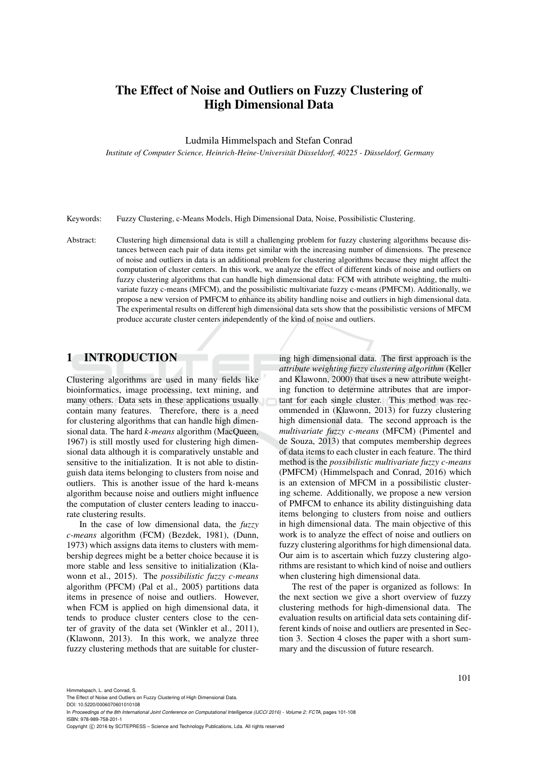# The Effect of Noise and Outliers on Fuzzy Clustering of High Dimensional Data

Ludmila Himmelspach and Stefan Conrad

*Institute of Computer Science, Heinrich-Heine-Universität Düsseldorf, 40225 - Düsseldorf, Germany*

Keywords: Fuzzy Clustering, c-Means Models, High Dimensional Data, Noise, Possibilistic Clustering.

Abstract: Clustering high dimensional data is still a challenging problem for fuzzy clustering algorithms because distances between each pair of data items get similar with the increasing number of dimensions. The presence of noise and outliers in data is an additional problem for clustering algorithms because they might affect the computation of cluster centers. In this work, we analyze the effect of different kinds of noise and outliers on fuzzy clustering algorithms that can handle high dimensional data: FCM with attribute weighting, the multivariate fuzzy c-means (MFCM), and the possibilistic multivariate fuzzy c-means (PMFCM). Additionally, we propose a new version of PMFCM to enhance its ability handling noise and outliers in high dimensional data. The experimental results on different high dimensional data sets show that the possibilistic versions of MFCM produce accurate cluster centers independently of the kind of noise and outliers.

## 1 INTRODUCTION

Clustering algorithms are used in many fields like bioinformatics, image processing, text mining, and many others. Data sets in these applications usually contain many features. Therefore, there is a need for clustering algorithms that can handle high dimensional data. The hard *k-means* algorithm (MacQueen, 1967) is still mostly used for clustering high dimensional data although it is comparatively unstable and sensitive to the initialization. It is not able to distinguish data items belonging to clusters from noise and outliers. This is another issue of the hard k-means algorithm because noise and outliers might influence the computation of cluster centers leading to inaccurate clustering results.

In the case of low dimensional data, the *fuzzy c-means* algorithm (FCM) (Bezdek, 1981), (Dunn, 1973) which assigns data items to clusters with membership degrees might be a better choice because it is more stable and less sensitive to initialization (Klawonn et al., 2015). The *possibilistic fuzzy c-means* algorithm (PFCM) (Pal et al., 2005) partitions data items in presence of noise and outliers. However, when FCM is applied on high dimensional data, it tends to produce cluster centers close to the center of gravity of the data set (Winkler et al., 2011), (Klawonn, 2013). In this work, we analyze three fuzzy clustering methods that are suitable for clustering high dimensional data. The first approach is the *attribute weighting fuzzy clustering algorithm* (Keller and Klawonn, 2000) that uses a new attribute weighting function to determine attributes that are important for each single cluster. This method was recommended in (Klawonn, 2013) for fuzzy clustering high dimensional data. The second approach is the *multivariate fuzzy c-means* (MFCM) (Pimentel and de Souza, 2013) that computes membership degrees of data items to each cluster in each feature. The third method is the *possibilistic multivariate fuzzy c-means* (PMFCM) (Himmelspach and Conrad, 2016) which is an extension of MFCM in a possibilistic clustering scheme. Additionally, we propose a new version of PMFCM to enhance its ability distinguishing data items belonging to clusters from noise and outliers in high dimensional data. The main objective of this work is to analyze the effect of noise and outliers on fuzzy clustering algorithms for high dimensional data. Our aim is to ascertain which fuzzy clustering algorithms are resistant to which kind of noise and outliers when clustering high dimensional data.

The rest of the paper is organized as follows: In the next section we give a short overview of fuzzy clustering methods for high-dimensional data. The evaluation results on artificial data sets containing different kinds of noise and outliers are presented in Section 3. Section 4 closes the paper with a short summary and the discussion of future research.

Himmelspach, L. and Conrad, S.
The Effect of Noise and Outliers on Fuzzy Clustering of High Dimensional Data.
DOI: 10.5220/0006070601010108
In *Proceedings of the 8th International Joint Conference on Computational Intelligence (IJCCI 2016) - Volume 2: FCTA*, pages 101-108
ISBN: 978-989-758-201-1
Copyright © 2016 by SCITEPRESS – Science and Technology Publications, Lda. All rights reserved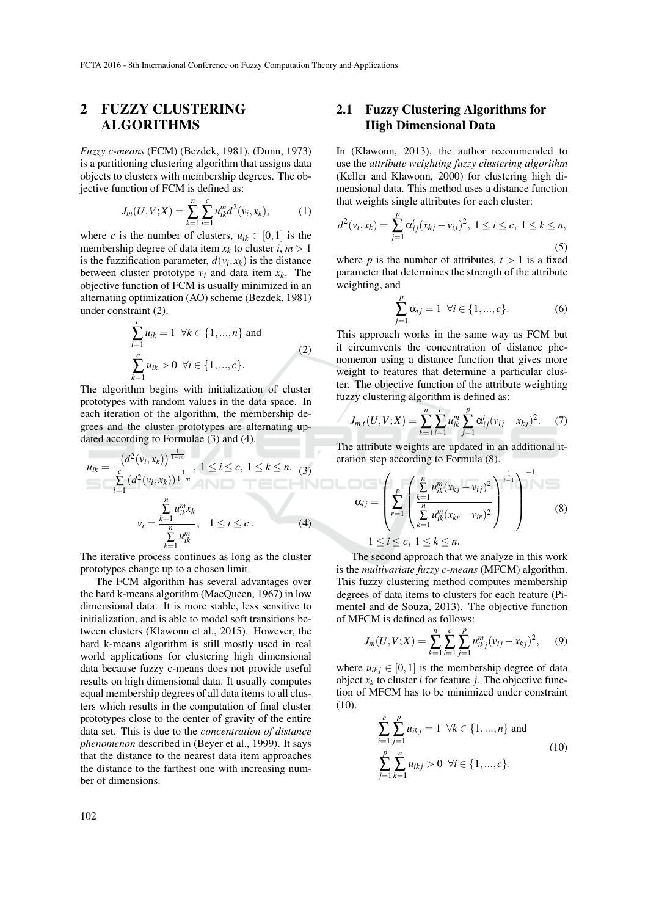## 2 FUZZY CLUSTERING ALGORITHMS

*Fuzzy c-means* (FCM) (Bezdek, 1981), (Dunn, 1973) is a partitioning clustering algorithm that assigns data objects to clusters with membership degrees. The objective function of FCM is defined as:

$$J_m(U,V;X) = \sum_{k=1}^{n}\sum_{i=1}^{c} u_{ik}^m d^2(v_i,x_k), \qquad (1)$$

where $c$ is the number of clusters, $u_{ik} \in [0,1]$ is the membership degree of data item $x_k$ to cluster $i$, $m > 1$ is the fuzzification parameter, $d(v_i,x_k)$ is the distance between cluster prototype $v_i$ and data item $x_k$. The objective function of FCM is usually minimized in an alternating optimization (AO) scheme (Bezdek, 1981) under constraint (2).

$$\sum_{i=1}^{c} u_{ik} = 1 \;\; \forall k \in \{1,...,n\} \text{ and}$$
$$\sum_{k=1}^{n} u_{ik} > 0 \;\; \forall i \in \{1,...,c\}. \qquad (2)$$

The algorithm begins with initialization of cluster prototypes with random values in the data space. In each iteration of the algorithm, the membership degrees and the cluster prototypes are alternating updated according to Formulae (3) and (4).

$$u_{ik} = \frac{\left(d^2(v_i,x_k)\right)^{\frac{1}{1-m}}}{\sum_{l=1}^{c}\left(d^2(v_l,x_k)\right)^{\frac{1}{1-m}}}, \; 1 \le i \le c, \; 1 \le k \le n. \qquad (3)$$

$$v_i = \frac{\sum_{k=1}^{n} u_{ik}^m x_k}{\sum_{k=1}^{n} u_{ik}^m}, \quad 1 \le i \le c\,. \qquad (4)$$

The iterative process continues as long as the cluster prototypes change up to a chosen limit.

The FCM algorithm has several advantages over the hard k-means algorithm (MacQueen, 1967) in low dimensional data. It is more stable, less sensitive to initialization, and is able to model soft transitions between clusters (Klawonn et al., 2015). However, the hard k-means algorithm is still mostly used in real world applications for clustering high dimensional data because fuzzy c-means does not provide useful results on high dimensional data. It usually computes equal membership degrees of all data items to all clusters which results in the computation of final cluster prototypes close to the center of gravity of the entire data set. This is due to the *concentration of distance phenomenon* described in (Beyer et al., 1999). It says that the distance to the nearest data item approaches the distance to the farthest one with increasing number of dimensions.

### 2.1 Fuzzy Clustering Algorithms for High Dimensional Data

In (Klawonn, 2013), the author recommended to use the *attribute weighting fuzzy clustering algorithm* (Keller and Klawonn, 2000) for clustering high dimensional data. This method uses a distance function that weights single attributes for each cluster:

$$d^2(v_i,x_k) = \sum_{j=1}^{p} \alpha_{ij}^t (x_{kj} - v_{ij})^2, \; 1 \le i \le c, \; 1 \le k \le n, \qquad (5)$$

where $p$ is the number of attributes, $t > 1$ is a fixed parameter that determines the strength of the attribute weighting, and

$$\sum_{j=1}^{p} \alpha_{ij} = 1 \;\; \forall i \in \{1,...,c\}. \qquad (6)$$

This approach works in the same way as FCM but it circumvents the concentration of distance phenomenon using a distance function that gives more weight to features that determine a particular cluster. The objective function of the attribute weighting fuzzy clustering algorithm is defined as:

$$J_{m,t}(U,V;X) = \sum_{k=1}^{n}\sum_{i=1}^{c} u_{ik}^m \sum_{j=1}^{p} \alpha_{ij}^t (v_{ij} - x_{kj})^2. \qquad (7)$$

The attribute weights are updated in an additional iteration step according to Formula (8).

$$\alpha_{ij} = \left( \sum_{r=1}^{p} \left( \frac{\sum_{k=1}^{n} u_{ik}^m (x_{kj} - v_{ij})^2}{\sum_{k=1}^{n} u_{ik}^m (x_{kr} - v_{ir})^2} \right)^{\frac{1}{t-1}} \right)^{-1} \qquad (8)$$

$$1 \le i \le c, \; 1 \le k \le n.$$

The second approach that we analyze in this work is the *multivariate fuzzy c-means* (MFCM) algorithm. This fuzzy clustering method computes membership degrees of data items to clusters for each feature (Pimentel and de Souza, 2013). The objective function of MFCM is defined as follows:

$$J_m(U,V;X) = \sum_{k=1}^{n}\sum_{i=1}^{c}\sum_{j=1}^{p} u_{ikj}^m (v_{ij} - x_{kj})^2, \qquad (9)$$

where $u_{ikj} \in [0,1]$ is the membership degree of data object $x_k$ to cluster $i$ for feature $j$. The objective function of MFCM has to be minimized under constraint (10).

$$\sum_{i=1}^{c}\sum_{j=1}^{p} u_{ikj} = 1 \;\; \forall k \in \{1,...,n\} \text{ and}$$
$$\sum_{j=1}^{p}\sum_{k=1}^{n} u_{ikj} > 0 \;\; \forall i \in \{1,...,c\}. \qquad (10)$$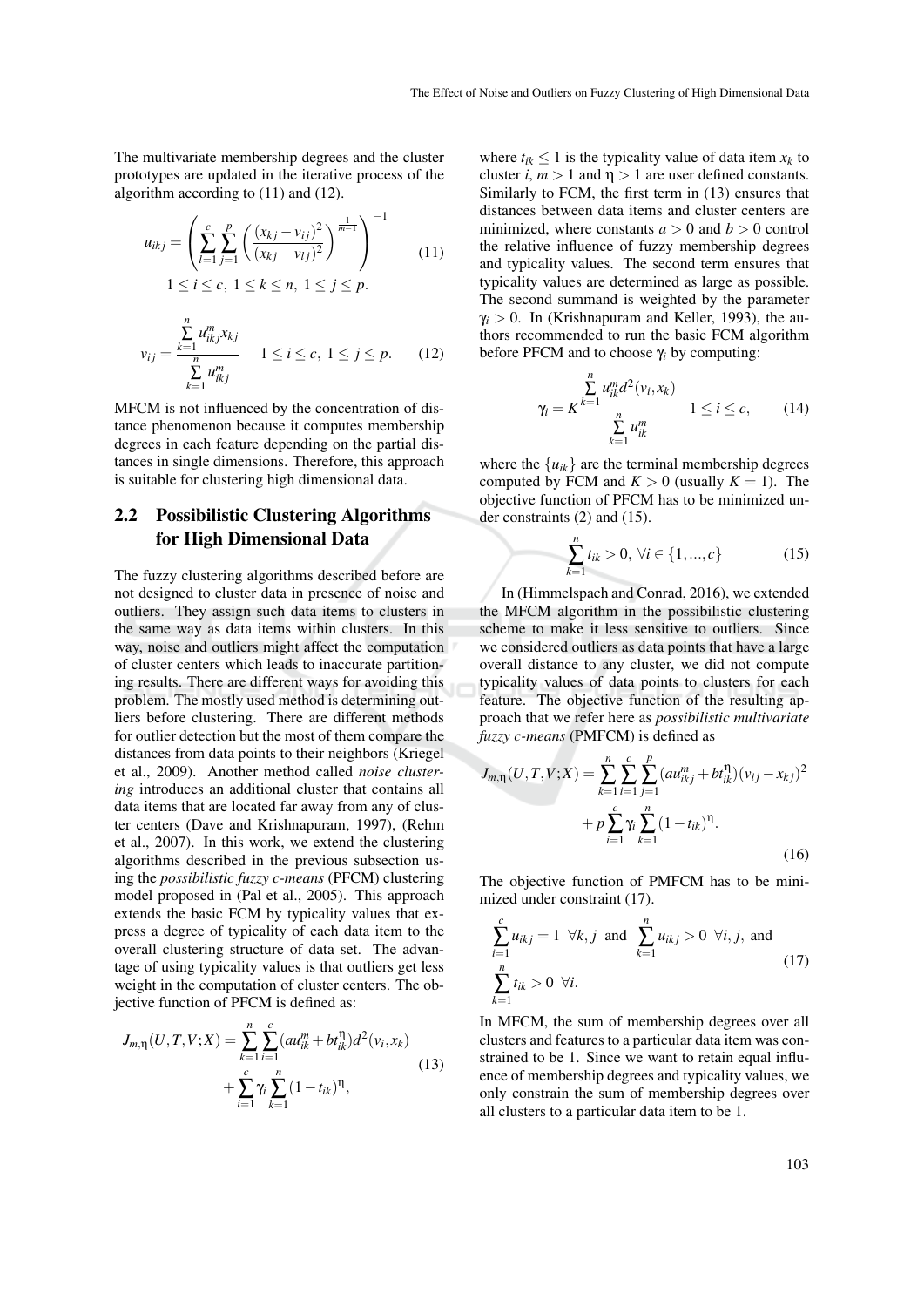The multivariate membership degrees and the cluster prototypes are updated in the iterative process of the algorithm according to (11) and (12).

$$u_{ikj} = \left( \sum_{l=1}^{c} \sum_{j=1}^{p} \left( \frac{(x_{kj} - v_{ij})^2}{(x_{kj} - v_{lj})^2} \right)^{\frac{1}{m-1}} \right)^{-1} \quad (11)$$

$$1 \leq i \leq c, \ 1 \leq k \leq n, \ 1 \leq j \leq p.$$

$$v_{ij} = \frac{\sum_{k=1}^{n} u_{ikj}^m x_{kj}}{\sum_{k=1}^{n} u_{ikj}^m} \quad 1 \leq i \leq c, \ 1 \leq j \leq p. \quad (12)$$

MFCM is not influenced by the concentration of distance phenomenon because it computes membership degrees in each feature depending on the partial distances in single dimensions. Therefore, this approach is suitable for clustering high dimensional data.

## 2.2 Possibilistic Clustering Algorithms for High Dimensional Data

The fuzzy clustering algorithms described before are not designed to cluster data in presence of noise and outliers. They assign such data items to clusters in the same way as data items within clusters. In this way, noise and outliers might affect the computation of cluster centers which leads to inaccurate partitioning results. There are different ways for avoiding this problem. The mostly used method is determining outliers before clustering. There are different methods for outlier detection but the most of them compare the distances from data points to their neighbors (Kriegel et al., 2009). Another method called *noise clustering* introduces an additional cluster that contains all data items that are located far away from any of cluster centers (Dave and Krishnapuram, 1997), (Rehm et al., 2007). In this work, we extend the clustering algorithms described in the previous subsection using the *possibilistic fuzzy c-means* (PFCM) clustering model proposed in (Pal et al., 2005). This approach extends the basic FCM by typicality values that express a degree of typicality of each data item to the overall clustering structure of data set. The advantage of using typicality values is that outliers get less weight in the computation of cluster centers. The objective function of PFCM is defined as:

$$J_{m,\eta}(U,T,V;X) = \sum_{k=1}^{n} \sum_{i=1}^{c} (a u_{ik}^m + b t_{ik}^{\eta}) d^2(v_i, x_k) + \sum_{i=1}^{c} \gamma_i \sum_{k=1}^{n} (1 - t_{ik})^{\eta}, \quad (13)$$

where $t_{ik} \leq 1$ is the typicality value of data item $x_k$ to cluster $i$, $m > 1$ and $\eta > 1$ are user defined constants. Similarly to FCM, the first term in (13) ensures that distances between data items and cluster centers are minimized, where constants $a > 0$ and $b > 0$ control the relative influence of fuzzy membership degrees and typicality values. The second term ensures that typicality values are determined as large as possible. The second summand is weighted by the parameter $\gamma_i > 0$. In (Krishnapuram and Keller, 1993), the authors recommended to run the basic FCM algorithm before PFCM and to choose $\gamma_i$ by computing:

$$\gamma_i = K \frac{\sum_{k=1}^{n} u_{ik}^m d^2(v_i, x_k)}{\sum_{k=1}^{n} u_{ik}^m} \quad 1 \leq i \leq c, \quad (14)$$

where the $\{u_{ik}\}$ are the terminal membership degrees computed by FCM and $K > 0$ (usually $K = 1$). The objective function of PFCM has to be minimized under constraints (2) and (15).

$$\sum_{k=1}^{n} t_{ik} > 0, \ \forall i \in \{1, ..., c\} \quad (15)$$

In (Himmelspach and Conrad, 2016), we extended the MFCM algorithm in the possibilistic clustering scheme to make it less sensitive to outliers. Since we considered outliers as data points that have a large overall distance to any cluster, we did not compute typicality values of data points to clusters for each feature. The objective function of the resulting approach that we refer here as *possibilistic multivariate fuzzy c-means* (PMFCM) is defined as

$$J_{m,\eta}(U,T,V;X) = \sum_{k=1}^{n} \sum_{i=1}^{c} \sum_{j=1}^{p} (a u_{ikj}^m + b t_{ik}^{\eta})(v_{ij} - x_{kj})^2 + p \sum_{i=1}^{c} \gamma_i \sum_{k=1}^{n} (1 - t_{ik})^{\eta}. \quad (16)$$

The objective function of PMFCM has to be minimized under constraint (17).

$$\sum_{i=1}^{c} u_{ikj} = 1 \ \forall k, j \ \text{ and } \ \sum_{k=1}^{n} u_{ikj} > 0 \ \forall i, j, \text{ and } \sum_{k=1}^{n} t_{ik} > 0 \ \forall i. \quad (17)$$

In MFCM, the sum of membership degrees over all clusters and features to a particular data item was constrained to be 1. Since we want to retain equal influence of membership degrees and typicality values, we only constrain the sum of membership degrees over all clusters to a particular data item to be 1.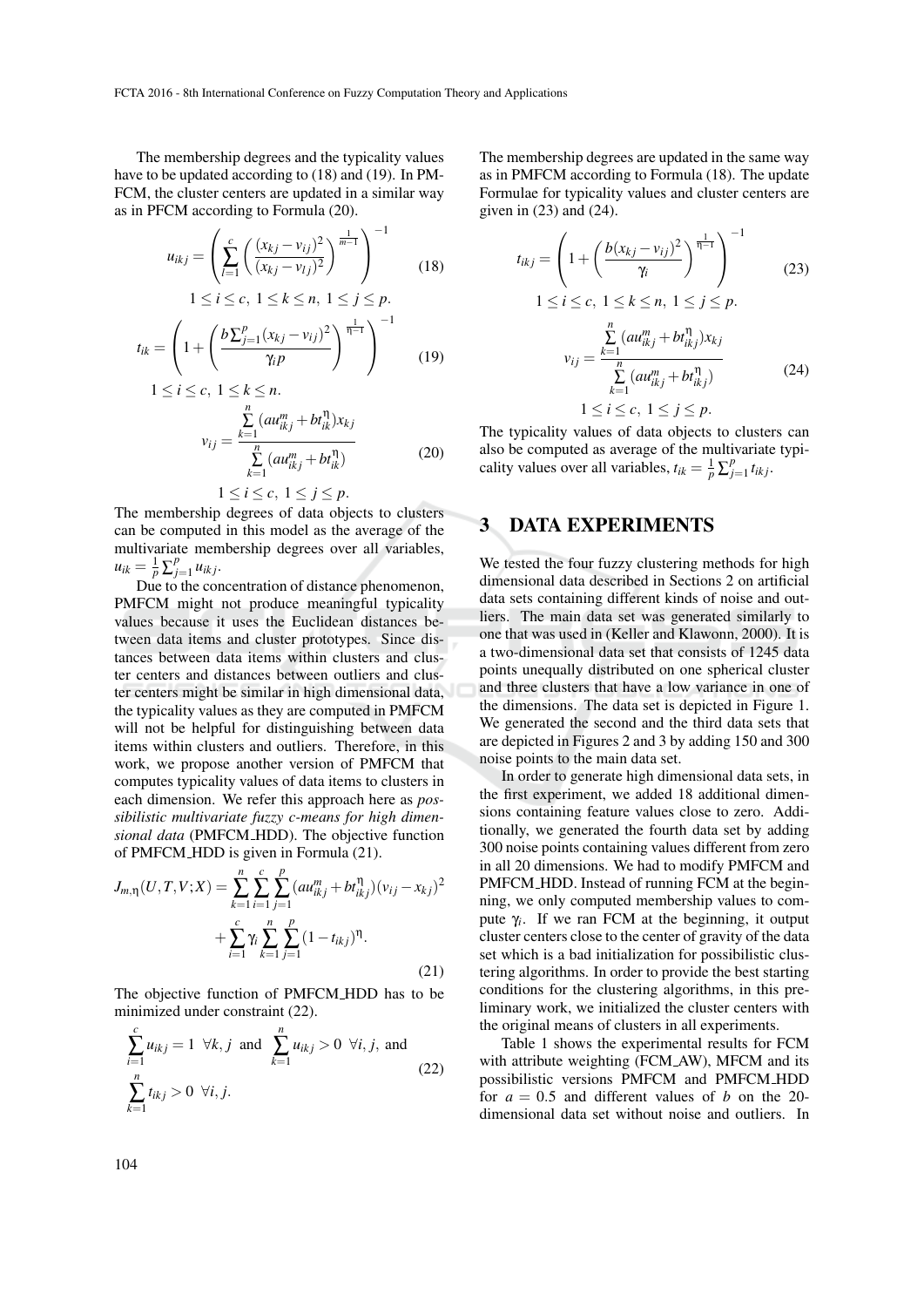The membership degrees and the typicality values have to be updated according to (18) and (19). In PMFCM, the cluster centers are updated in a similar way as in PFCM according to Formula (20).

$$u_{ikj} = \left( \sum_{l=1}^{c} \left( \frac{(x_{kj} - v_{ij})^2}{(x_{kj} - v_{lj})^2} \right)^{\frac{1}{m-1}} \right)^{-1} \tag{18}$$

$$1 \le i \le c,\ 1 \le k \le n,\ 1 \le j \le p.$$

$$t_{ik} = \left( 1 + \left( \frac{b \sum_{j=1}^{p} (x_{kj} - v_{ij})^2}{\gamma_i p} \right)^{\frac{1}{\eta-1}} \right)^{-1} \tag{19}$$

$$1 \le i \le c,\ 1 \le k \le n.$$

$$v_{ij} = \frac{\sum_{k=1}^{n} (a u_{ikj}^m + b t_{ik}^\eta) x_{kj}}{\sum_{k=1}^{n} (a u_{ikj}^m + b t_{ik}^\eta)} \tag{20}$$

$$1 \le i \le c,\ 1 \le j \le p.$$

The membership degrees of data objects to clusters can be computed in this model as the average of the multivariate membership degrees over all variables, $u_{ik} = \frac{1}{p} \sum_{j=1}^{p} u_{ikj}$.

Due to the concentration of distance phenomenon, PMFCM might not produce meaningful typicality values because it uses the Euclidean distances between data items and cluster prototypes. Since distances between data items within clusters and cluster centers and distances between outliers and cluster centers might be similar in high dimensional data, the typicality values as they are computed in PMFCM will not be helpful for distinguishing between data items within clusters and outliers. Therefore, in this work, we propose another version of PMFCM that computes typicality values of data items to clusters in each dimension. We refer this approach here as *possibilistic multivariate fuzzy c-means for high dimensional data* (PMFCM_HDD). The objective function of PMFCM_HDD is given in Formula (21).

$$J_{m,\eta}(U,T,V;X) = \sum_{k=1}^{n} \sum_{i=1}^{c} \sum_{j=1}^{p} (a u_{ikj}^m + b t_{ikj}^\eta)(v_{ij} - x_{kj})^2 + \sum_{i=1}^{c} \gamma_i \sum_{k=1}^{n} \sum_{j=1}^{p} (1 - t_{ikj})^\eta. \tag{21}$$

The objective function of PMFCM_HDD has to be minimized under constraint (22).

$$\sum_{i=1}^{c} u_{ikj} = 1 \ \forall k,j \ \text{ and } \ \sum_{k=1}^{n} u_{ikj} > 0 \ \forall i,j, \text{ and } \sum_{k=1}^{n} t_{ikj} > 0 \ \forall i,j. \tag{22}$$

The membership degrees are updated in the same way as in PMFCM according to Formula (18). The update Formulae for typicality values and cluster centers are given in (23) and (24).

$$t_{ikj} = \left( 1 + \left( \frac{b (x_{kj} - v_{ij})^2}{\gamma_i} \right)^{\frac{1}{\eta-1}} \right)^{-1} \tag{23}$$

$$1 \le i \le c,\ 1 \le k \le n,\ 1 \le j \le p.$$

$$v_{ij} = \frac{\sum_{k=1}^{n} (a u_{ikj}^m + b t_{ikj}^\eta) x_{kj}}{\sum_{k=1}^{n} (a u_{ikj}^m + b t_{ikj}^\eta)} \tag{24}$$

$$1 \le i \le c,\ 1 \le j \le p.$$

The typicality values of data objects to clusters can also be computed as average of the multivariate typicality values over all variables, $t_{ik} = \frac{1}{p} \sum_{j=1}^{p} t_{ikj}$.

## 3 DATA EXPERIMENTS

We tested the four fuzzy clustering methods for high dimensional data described in Sections 2 on artificial data sets containing different kinds of noise and outliers. The main data set was generated similarly to one that was used in (Keller and Klawonn, 2000). It is a two-dimensional data set that consists of 1245 data points unequally distributed on one spherical cluster and three clusters that have a low variance in one of the dimensions. The data set is depicted in Figure 1. We generated the second and the third data sets that are depicted in Figures 2 and 3 by adding 150 and 300 noise points to the main data set.

In order to generate high dimensional data sets, in the first experiment, we added 18 additional dimensions containing feature values close to zero. Additionally, we generated the fourth data set by adding 300 noise points containing values different from zero in all 20 dimensions. We had to modify PMFCM and PMFCM_HDD. Instead of running FCM at the beginning, we only computed membership values to compute $\gamma_i$. If we ran FCM at the beginning, it output cluster centers close to the center of gravity of the data set which is a bad initialization for possibilistic clustering algorithms. In order to provide the best starting conditions for the clustering algorithms, in this preliminary work, we initialized the cluster centers with the original means of clusters in all experiments.

Table 1 shows the experimental results for FCM with attribute weighting (FCM_AW), MFCM and its possibilistic versions PMFCM and PMFCM_HDD for $a = 0.5$ and different values of $b$ on the 20-dimensional data set without noise and outliers. In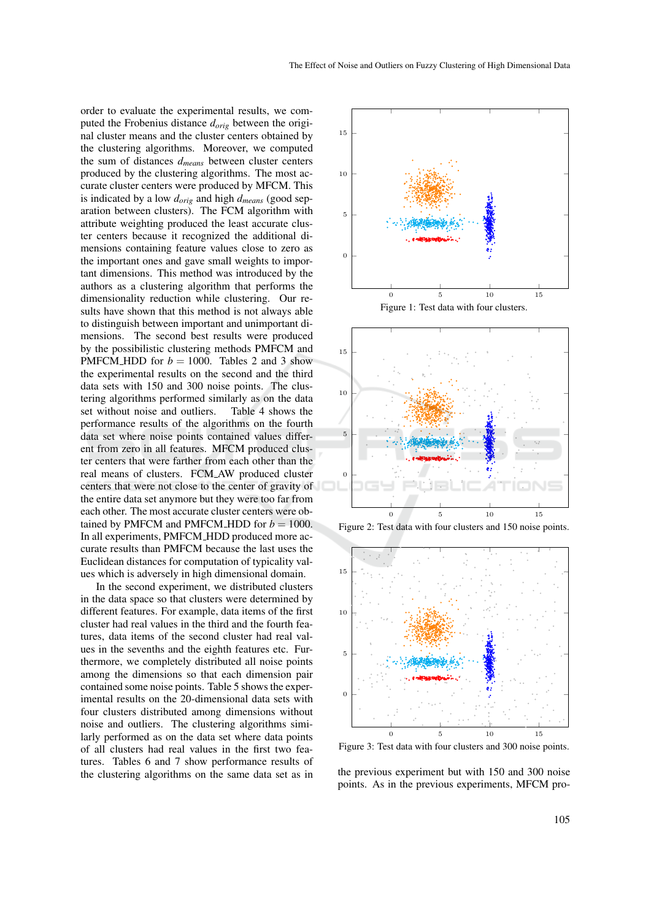order to evaluate the experimental results, we computed the Frobenius distance $d_{orig}$ between the original cluster means and the cluster centers obtained by the clustering algorithms. Moreover, we computed the sum of distances $d_{means}$ between cluster centers produced by the clustering algorithms. The most accurate cluster centers were produced by MFCM. This is indicated by a low $d_{orig}$ and high $d_{means}$ (good separation between clusters). The FCM algorithm with attribute weighting produced the least accurate cluster centers because it recognized the additional dimensions containing feature values close to zero as the important ones and gave small weights to important dimensions. This method was introduced by the authors as a clustering algorithm that performs the dimensionality reduction while clustering. Our results have shown that this method is not always able to distinguish between important and unimportant dimensions. The second best results were produced by the possibilistic clustering methods PMFCM and PMFCM_HDD for $b = 1000$. Tables 2 and 3 show the experimental results on the second and the third data sets with 150 and 300 noise points. The clustering algorithms performed similarly as on the data set without noise and outliers. Table 4 shows the performance results of the algorithms on the fourth data set where noise points contained values different from zero in all features. MFCM produced cluster centers that were farther from each other than the real means of clusters. FCM_AW produced cluster centers that were not close to the center of gravity of the entire data set anymore but they were too far from each other. The most accurate cluster centers were obtained by PMFCM and PMFCM_HDD for $b = 1000$. In all experiments, PMFCM_HDD produced more accurate results than PMFCM because the last uses the Euclidean distances for computation of typicality values which is adversely in high dimensional domain.

In the second experiment, we distributed clusters in the data space so that clusters were determined by different features. For example, data items of the first cluster had real values in the third and the fourth features, data items of the second cluster had real values in the sevenths and the eighth features etc. Furthermore, we completely distributed all noise points among the dimensions so that each dimension pair contained some noise points. Table 5 shows the experimental results on the 20-dimensional data sets with four clusters distributed among dimensions without noise and outliers. The clustering algorithms similarly performed as on the data set where data points of all clusters had real values in the first two features. Tables 6 and 7 show performance results of the clustering algorithms on the same data set as in the previous experiment but with 150 and 300 noise points. As in the previous experiments, MFCM pro-

Figure 1: Test data with four clusters.

Figure 2: Test data with four clusters and 150 noise points.

Figure 3: Test data with four clusters and 300 noise points.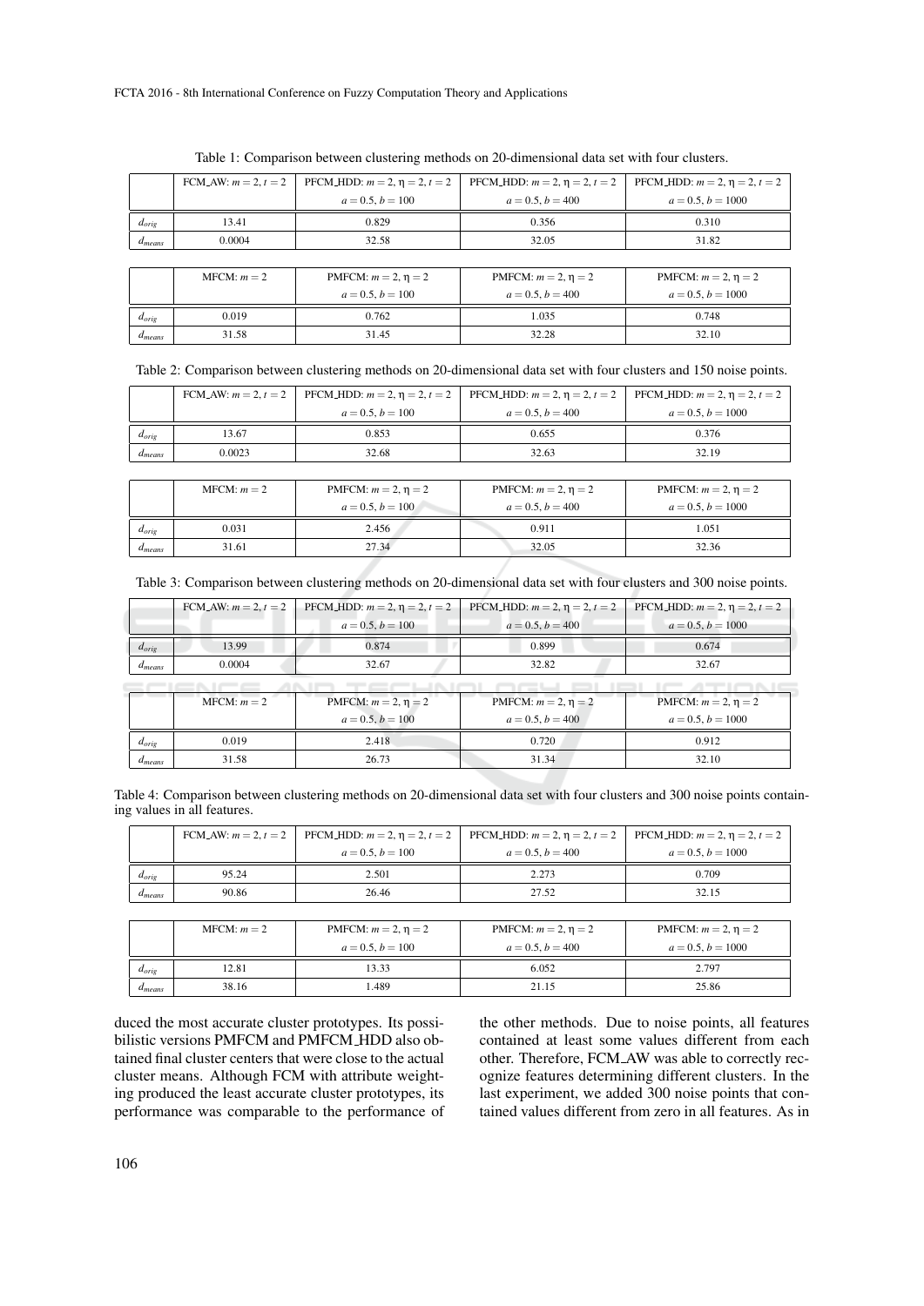Table 1: Comparison between clustering methods on 20-dimensional data set with four clusters.

| | FCM_AW: $m=2, t=2$ | PFCM_HDD: $m=2, \eta=2, t=2$ $a=0.5, b=100$ | PFCM_HDD: $m=2, \eta=2, t=2$ $a=0.5, b=400$ | PFCM_HDD: $m=2, \eta=2, t=2$ $a=0.5, b=1000$ |
|---|---|---|---|---|
| $d_{orig}$ | 13.41 | 0.829 | 0.356 | 0.310 |
| $d_{means}$ | 0.0004 | 32.58 | 32.05 | 31.82 |
| | MFCM: $m=2$ | PMFCM: $m=2, \eta=2$ $a=0.5, b=100$ | PMFCM: $m=2, \eta=2$ $a=0.5, b=400$ | PMFCM: $m=2, \eta=2$ $a=0.5, b=1000$ |
| $d_{orig}$ | 0.019 | 0.762 | 1.035 | 0.748 |
| $d_{means}$ | 31.58 | 31.45 | 32.28 | 32.10 |

Table 2: Comparison between clustering methods on 20-dimensional data set with four clusters and 150 noise points.

| | FCM_AW: $m=2, t=2$ | PFCM_HDD: $m=2, \eta=2, t=2$ $a=0.5, b=100$ | PFCM_HDD: $m=2, \eta=2, t=2$ $a=0.5, b=400$ | PFCM_HDD: $m=2, \eta=2, t=2$ $a=0.5, b=1000$ |
|---|---|---|---|---|
| $d_{orig}$ | 13.67 | 0.853 | 0.655 | 0.376 |
| $d_{means}$ | 0.0023 | 32.68 | 32.63 | 32.19 |
| | MFCM: $m=2$ | PMFCM: $m=2, \eta=2$ $a=0.5, b=100$ | PMFCM: $m=2, \eta=2$ $a=0.5, b=400$ | PMFCM: $m=2, \eta=2$ $a=0.5, b=1000$ |
| $d_{orig}$ | 0.031 | 2.456 | 0.911 | 1.051 |
| $d_{means}$ | 31.61 | 27.34 | 32.05 | 32.36 |

Table 3: Comparison between clustering methods on 20-dimensional data set with four clusters and 300 noise points.

| | FCM_AW: $m=2, t=2$ | PFCM_HDD: $m=2, \eta=2, t=2$ $a=0.5, b=100$ | PFCM_HDD: $m=2, \eta=2, t=2$ $a=0.5, b=400$ | PFCM_HDD: $m=2, \eta=2, t=2$ $a=0.5, b=1000$ |
|---|---|---|---|---|
| $d_{orig}$ | 13.99 | 0.874 | 0.899 | 0.674 |
| $d_{means}$ | 0.0004 | 32.67 | 32.82 | 32.67 |
| | MFCM: $m=2$ | PMFCM: $m=2, \eta=2$ $a=0.5, b=100$ | PMFCM: $m=2, \eta=2$ $a=0.5, b=400$ | PMFCM: $m=2, \eta=2$ $a=0.5, b=1000$ |
| $d_{orig}$ | 0.019 | 2.418 | 0.720 | 0.912 |
| $d_{means}$ | 31.58 | 26.73 | 31.34 | 32.10 |

Table 4: Comparison between clustering methods on 20-dimensional data set with four clusters and 300 noise points containing values in all features.

| | FCM_AW: $m=2, t=2$ | PFCM_HDD: $m=2, \eta=2, t=2$ $a=0.5, b=100$ | PFCM_HDD: $m=2, \eta=2, t=2$ $a=0.5, b=400$ | PFCM_HDD: $m=2, \eta=2, t=2$ $a=0.5, b=1000$ |
|---|---|---|---|---|
| $d_{orig}$ | 95.24 | 2.501 | 2.273 | 0.709 |
| $d_{means}$ | 90.86 | 26.46 | 27.52 | 32.15 |
| | MFCM: $m=2$ | PMFCM: $m=2, \eta=2$ $a=0.5, b=100$ | PMFCM: $m=2, \eta=2$ $a=0.5, b=400$ | PMFCM: $m=2, \eta=2$ $a=0.5, b=1000$ |
| $d_{orig}$ | 12.81 | 13.33 | 6.052 | 2.797 |
| $d_{means}$ | 38.16 | 1.489 | 21.15 | 25.86 |

duced the most accurate cluster prototypes. Its possibilistic versions PMFCM and PMFCM_HDD also obtained final cluster centers that were close to the actual cluster means. Although FCM with attribute weighting produced the least accurate cluster prototypes, its performance was comparable to the performance of the other methods. Due to noise points, all features contained at least some values different from each other. Therefore, FCM_AW was able to correctly recognize features determining different clusters. In the last experiment, we added 300 noise points that contained values different from zero in all features. As in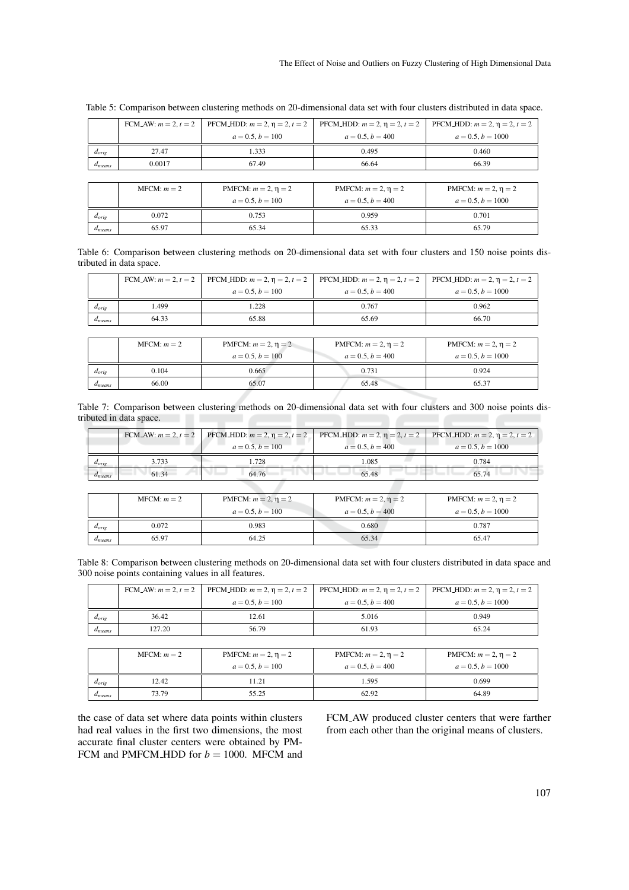Table 5: Comparison between clustering methods on 20-dimensional data set with four clusters distributed in data space.

| | FCM_AW: $m = 2, t = 2$ | PFCM_HDD: $m = 2, \eta = 2, t = 2$ $a = 0.5, b = 100$ | PFCM_HDD: $m = 2, \eta = 2, t = 2$ $a = 0.5, b = 400$ | PFCM_HDD: $m = 2, \eta = 2, t = 2$ $a = 0.5, b = 1000$ |
|---|---|---|---|---|
| $d_{orig}$ | 27.47 | 1.333 | 0.495 | 0.460 |
| $d_{means}$ | 0.0017 | 67.49 | 66.64 | 66.39 |

| | MFCM: $m = 2$ | PMFCM: $m = 2, \eta = 2$ $a = 0.5, b = 100$ | PMFCM: $m = 2, \eta = 2$ $a = 0.5, b = 400$ | PMFCM: $m = 2, \eta = 2$ $a = 0.5, b = 1000$ |
|---|---|---|---|---|
| $d_{orig}$ | 0.072 | 0.753 | 0.959 | 0.701 |
| $d_{means}$ | 65.97 | 65.34 | 65.33 | 65.79 |

Table 6: Comparison between clustering methods on 20-dimensional data set with four clusters and 150 noise points distributed in data space.

| | FCM_AW: $m = 2, t = 2$ | PFCM_HDD: $m = 2, \eta = 2, t = 2$ $a = 0.5, b = 100$ | PFCM_HDD: $m = 2, \eta = 2, t = 2$ $a = 0.5, b = 400$ | PFCM_HDD: $m = 2, \eta = 2, t = 2$ $a = 0.5, b = 1000$ |
|---|---|---|---|---|
| $d_{orig}$ | 1.499 | 1.228 | 0.767 | 0.962 |
| $d_{means}$ | 64.33 | 65.88 | 65.69 | 66.70 |

| | MFCM: $m = 2$ | PMFCM: $m = 2, \eta = 2$ $a = 0.5, b = 100$ | PMFCM: $m = 2, \eta = 2$ $a = 0.5, b = 400$ | PMFCM: $m = 2, \eta = 2$ $a = 0.5, b = 1000$ |
|---|---|---|---|---|
| $d_{orig}$ | 0.104 | 0.665 | 0.731 | 0.924 |
| $d_{means}$ | 66.00 | 65.07 | 65.48 | 65.37 |

Table 7: Comparison between clustering methods on 20-dimensional data set with four clusters and 300 noise points distributed in data space.

| | FCM_AW: $m = 2, t = 2$ | PFCM_HDD: $m = 2, \eta = 2, t = 2$ $a = 0.5, b = 100$ | PFCM_HDD: $m = 2, \eta = 2, t = 2$ $a = 0.5, b = 400$ | PFCM_HDD: $m = 2, \eta = 2, t = 2$ $a = 0.5, b = 1000$ |
|---|---|---|---|---|
| $d_{orig}$ | 3.733 | 1.728 | 1.085 | 0.784 |
| $d_{means}$ | 61.34 | 64.76 | 65.48 | 65.74 |

| | MFCM: $m = 2$ | PMFCM: $m = 2, \eta = 2$ $a = 0.5, b = 100$ | PMFCM: $m = 2, \eta = 2$ $a = 0.5, b = 400$ | PMFCM: $m = 2, \eta = 2$ $a = 0.5, b = 1000$ |
|---|---|---|---|---|
| $d_{orig}$ | 0.072 | 0.983 | 0.680 | 0.787 |
| $d_{means}$ | 65.97 | 64.25 | 65.34 | 65.47 |

Table 8: Comparison between clustering methods on 20-dimensional data set with four clusters distributed in data space and 300 noise points containing values in all features.

| | FCM_AW: $m = 2, t = 2$ | PFCM_HDD: $m = 2, \eta = 2, t = 2$ $a = 0.5, b = 100$ | PFCM_HDD: $m = 2, \eta = 2, t = 2$ $a = 0.5, b = 400$ | PFCM_HDD: $m = 2, \eta = 2, t = 2$ $a = 0.5, b = 1000$ |
|---|---|---|---|---|
| $d_{orig}$ | 36.42 | 12.61 | 5.016 | 0.949 |
| $d_{means}$ | 127.20 | 56.79 | 61.93 | 65.24 |

| | MFCM: $m = 2$ | PMFCM: $m = 2, \eta = 2$ $a = 0.5, b = 100$ | PMFCM: $m = 2, \eta = 2$ $a = 0.5, b = 400$ | PMFCM: $m = 2, \eta = 2$ $a = 0.5, b = 1000$ |
|---|---|---|---|---|
| $d_{orig}$ | 12.42 | 11.21 | 1.595 | 0.699 |
| $d_{means}$ | 73.79 | 55.25 | 62.92 | 64.89 |

the case of data set where data points within clusters had real values in the first two dimensions, the most accurate final cluster centers were obtained by PMFCM and PMFCM_HDD for $b = 1000$. MFCM and FCM_AW produced cluster centers that were farther from each other than the original means of clusters.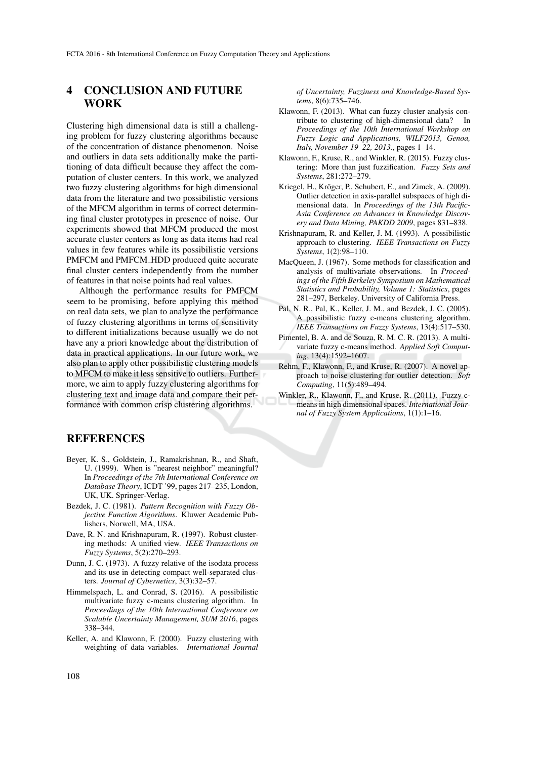## 4 CONCLUSION AND FUTURE WORK

Clustering high dimensional data is still a challenging problem for fuzzy clustering algorithms because of the concentration of distance phenomenon. Noise and outliers in data sets additionally make the partitioning of data difficult because they affect the computation of cluster centers. In this work, we analyzed two fuzzy clustering algorithms for high dimensional data from the literature and two possibilistic versions of the MFCM algorithm in terms of correct determining final cluster prototypes in presence of noise. Our experiments showed that MFCM produced the most accurate cluster centers as long as data items had real values in few features while its possibilistic versions PMFCM and PMFCM_HDD produced quite accurate final cluster centers independently from the number of features in that noise points had real values.

Although the performance results for PMFCM seem to be promising, before applying this method on real data sets, we plan to analyze the performance of fuzzy clustering algorithms in terms of sensitivity to different initializations because usually we do not have any a priori knowledge about the distribution of data in practical applications. In our future work, we also plan to apply other possibilistic clustering models to MFCM to make it less sensitive to outliers. Furthermore, we aim to apply fuzzy clustering algorithms for clustering text and image data and compare their performance with common crisp clustering algorithms.

## REFERENCES

Beyer, K. S., Goldstein, J., Ramakrishnan, R., and Shaft, U. (1999). When is "nearest neighbor" meaningful? In *Proceedings of the 7th International Conference on Database Theory*, ICDT '99, pages 217–235, London, UK, UK. Springer-Verlag.

Bezdek, J. C. (1981). *Pattern Recognition with Fuzzy Objective Function Algorithms*. Kluwer Academic Publishers, Norwell, MA, USA.

Dave, R. N. and Krishnapuram, R. (1997). Robust clustering methods: A unified view. *IEEE Transactions on Fuzzy Systems*, 5(2):270–293.

Dunn, J. C. (1973). A fuzzy relative of the isodata process and its use in detecting compact well-separated clusters. *Journal of Cybernetics*, 3(3):32–57.

Himmelspach, L. and Conrad, S. (2016). A possibilistic multivariate fuzzy c-means clustering algorithm. In *Proceedings of the 10th International Conference on Scalable Uncertainty Management, SUM 2016*, pages 338–344.

Keller, A. and Klawonn, F. (2000). Fuzzy clustering with weighting of data variables. *International Journal of Uncertainty, Fuzziness and Knowledge-Based Systems*, 8(6):735–746.

Klawonn, F. (2013). What can fuzzy cluster analysis contribute to clustering of high-dimensional data? In *Proceedings of the 10th International Workshop on Fuzzy Logic and Applications, WILF2013, Genoa, Italy, November 19–22, 2013.*, pages 1–14.

Klawonn, F., Kruse, R., and Winkler, R. (2015). Fuzzy clustering: More than just fuzzification. *Fuzzy Sets and Systems*, 281:272–279.

Kriegel, H., Kröger, P., Schubert, E., and Zimek, A. (2009). Outlier detection in axis-parallel subspaces of high dimensional data. In *Proceedings of the 13th Pacific-Asia Conference on Advances in Knowledge Discovery and Data Mining, PAKDD 2009*, pages 831–838.

Krishnapuram, R. and Keller, J. M. (1993). A possibilistic approach to clustering. *IEEE Transactions on Fuzzy Systems*, 1(2):98–110.

MacQueen, J. (1967). Some methods for classification and analysis of multivariate observations. In *Proceedings of the Fifth Berkeley Symposium on Mathematical Statistics and Probability, Volume 1: Statistics*, pages 281–297, Berkeley. University of California Press.

Pal, N. R., Pal, K., Keller, J. M., and Bezdek, J. C. (2005). A possibilistic fuzzy c-means clustering algorithm. *IEEE Transactions on Fuzzy Systems*, 13(4):517–530.

Pimentel, B. A. and de Souza, R. M. C. R. (2013). A multivariate fuzzy c-means method. *Applied Soft Computing*, 13(4):1592–1607.

Rehm, F., Klawonn, F., and Kruse, R. (2007). A novel approach to noise clustering for outlier detection. *Soft Computing*, 11(5):489–494.

Winkler, R., Klawonn, F., and Kruse, R. (2011). Fuzzy c-means in high dimensional spaces. *International Journal of Fuzzy System Applications*, 1(1):1–16.